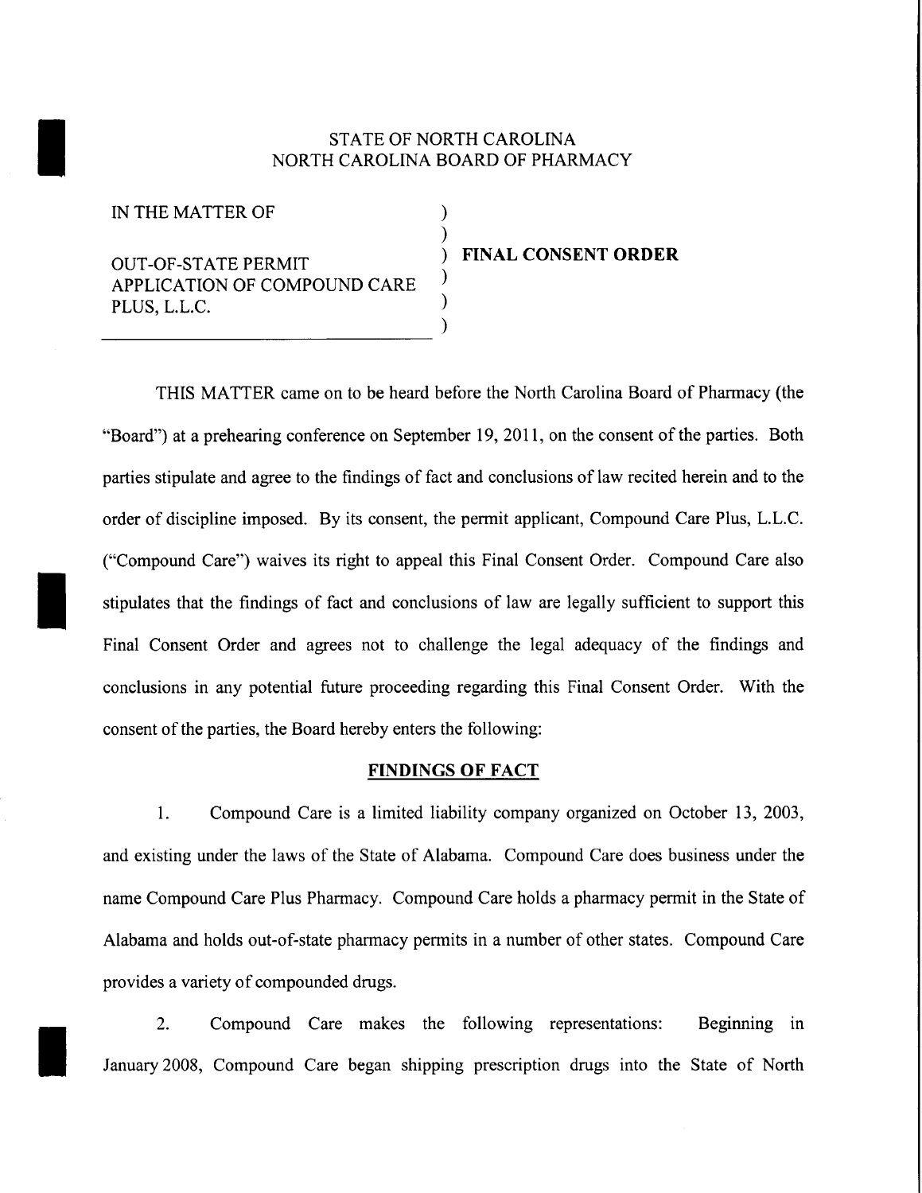STATE OF NORTH CAROLINA
NORTH CAROLINA BOARD OF PHARMACY

| | | |
|---|---|---|
| IN THE MATTER OF | ) | |
| | ) | |
| OUT-OF-STATE PERMIT APPLICATION OF COMPOUND CARE PLUS, L.L.C. | ) | **FINAL CONSENT ORDER** |
| | ) | |

THIS MATTER came on to be heard before the North Carolina Board of Pharmacy (the "Board") at a prehearing conference on September 19, 2011, on the consent of the parties. Both parties stipulate and agree to the findings of fact and conclusions of law recited herein and to the order of discipline imposed. By its consent, the permit applicant, Compound Care Plus, L.L.C. ("Compound Care") waives its right to appeal this Final Consent Order. Compound Care also stipulates that the findings of fact and conclusions of law are legally sufficient to support this Final Consent Order and agrees not to challenge the legal adequacy of the findings and conclusions in any potential future proceeding regarding this Final Consent Order. With the consent of the parties, the Board hereby enters the following:

## FINDINGS OF FACT

1. Compound Care is a limited liability company organized on October 13, 2003, and existing under the laws of the State of Alabama. Compound Care does business under the name Compound Care Plus Pharmacy. Compound Care holds a pharmacy permit in the State of Alabama and holds out-of-state pharmacy permits in a number of other states. Compound Care provides a variety of compounded drugs.

2. Compound Care makes the following representations: Beginning in January 2008, Compound Care began shipping prescription drugs into the State of North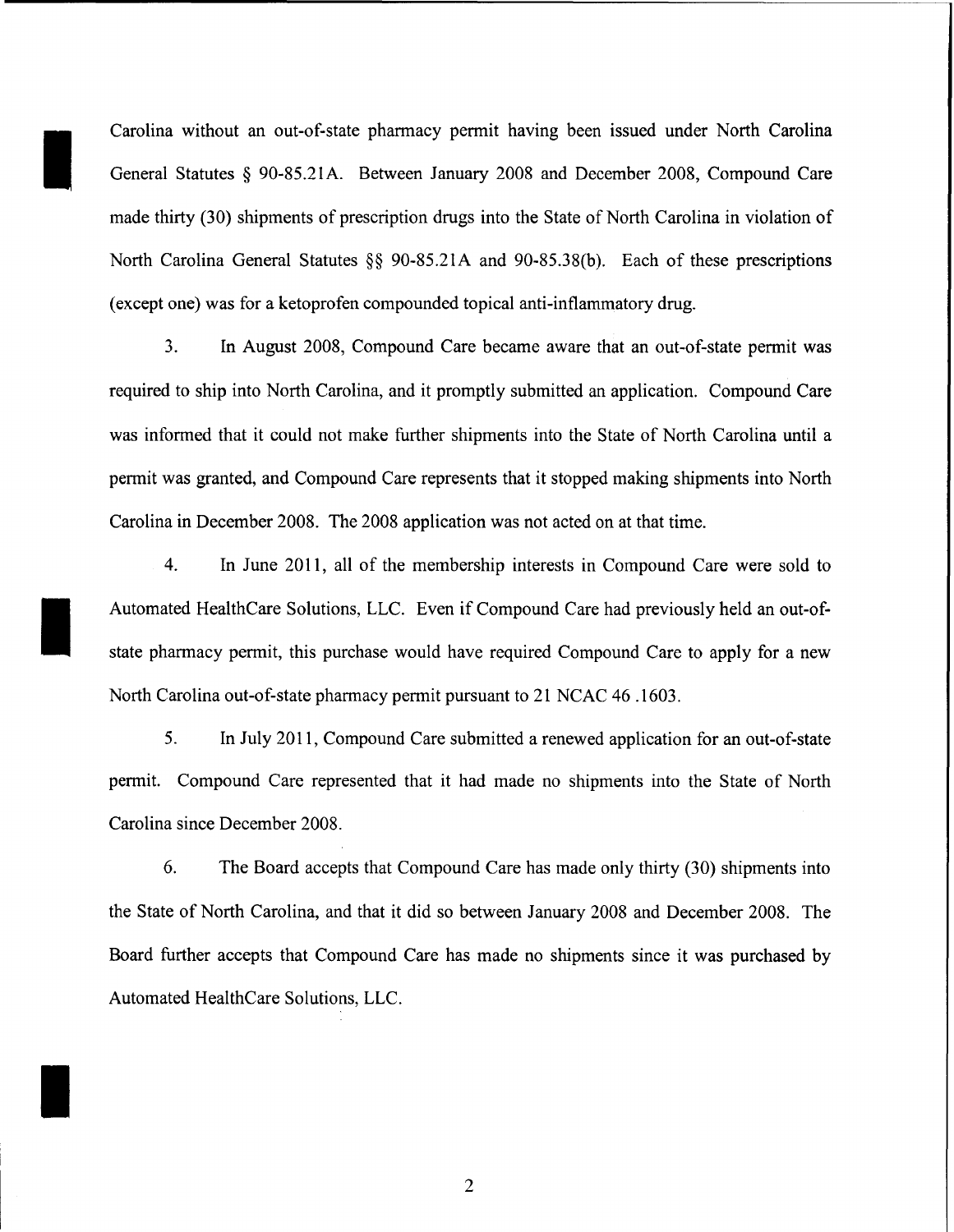Carolina without an out-of-state pharmacy permit having been issued under North Carolina General Statutes § 90-85.21A. Between January 2008 and December 2008, Compound Care made thirty (30) shipments of prescription drugs into the State of North Carolina in violation of North Carolina General Statutes §§ 90-85.21A and 90-85.38(b). Each of these prescriptions (except one) was for a ketoprofen compounded topical anti-inflammatory drug.

3. In August 2008, Compound Care became aware that an out-of-state permit was required to ship into North Carolina, and it promptly submitted an application. Compound Care was informed that it could not make further shipments into the State of North Carolina until a permit was granted, and Compound Care represents that it stopped making shipments into North Carolina in December 2008. The 2008 application was not acted on at that time.

4. In June 2011, all of the membership interests in Compound Care were sold to Automated HealthCare Solutions, LLC. Even if Compound Care had previously held an out-of-state pharmacy permit, this purchase would have required Compound Care to apply for a new North Carolina out-of-state pharmacy permit pursuant to 21 NCAC 46 .1603.

5. In July 2011, Compound Care submitted a renewed application for an out-of-state permit. Compound Care represented that it had made no shipments into the State of North Carolina since December 2008.

6. The Board accepts that Compound Care has made only thirty (30) shipments into the State of North Carolina, and that it did so between January 2008 and December 2008. The Board further accepts that Compound Care has made no shipments since it was purchased by Automated HealthCare Solutions, LLC.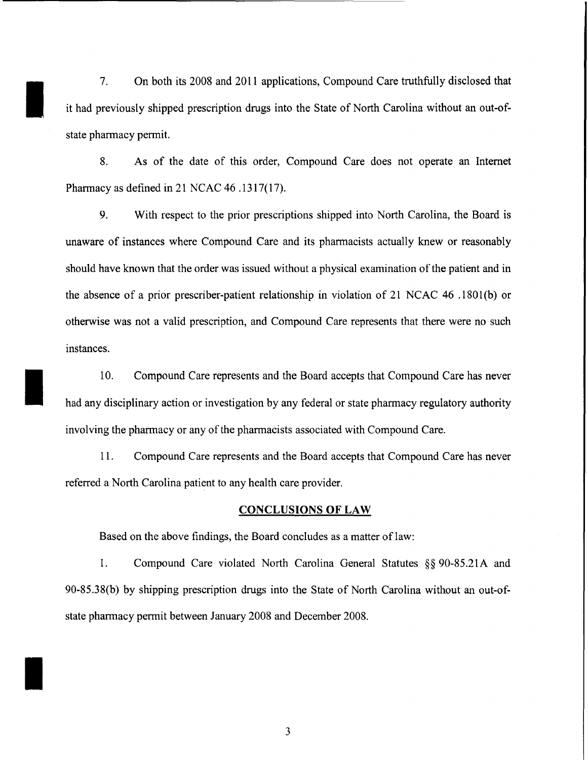7. On both its 2008 and 2011 applications, Compound Care truthfully disclosed that it had previously shipped prescription drugs into the State of North Carolina without an out-of-state pharmacy permit.

8. As of the date of this order, Compound Care does not operate an Internet Pharmacy as defined in 21 NCAC 46 .1317(17).

9. With respect to the prior prescriptions shipped into North Carolina, the Board is unaware of instances where Compound Care and its pharmacists actually knew or reasonably should have known that the order was issued without a physical examination of the patient and in the absence of a prior prescriber-patient relationship in violation of 21 NCAC 46 .1801(b) or otherwise was not a valid prescription, and Compound Care represents that there were no such instances.

10. Compound Care represents and the Board accepts that Compound Care has never had any disciplinary action or investigation by any federal or state pharmacy regulatory authority involving the pharmacy or any of the pharmacists associated with Compound Care.

11. Compound Care represents and the Board accepts that Compound Care has never referred a North Carolina patient to any health care provider.

## CONCLUSIONS OF LAW

Based on the above findings, the Board concludes as a matter of law:

1. Compound Care violated North Carolina General Statutes §§ 90-85.21A and 90-85.38(b) by shipping prescription drugs into the State of North Carolina without an out-of-state pharmacy permit between January 2008 and December 2008.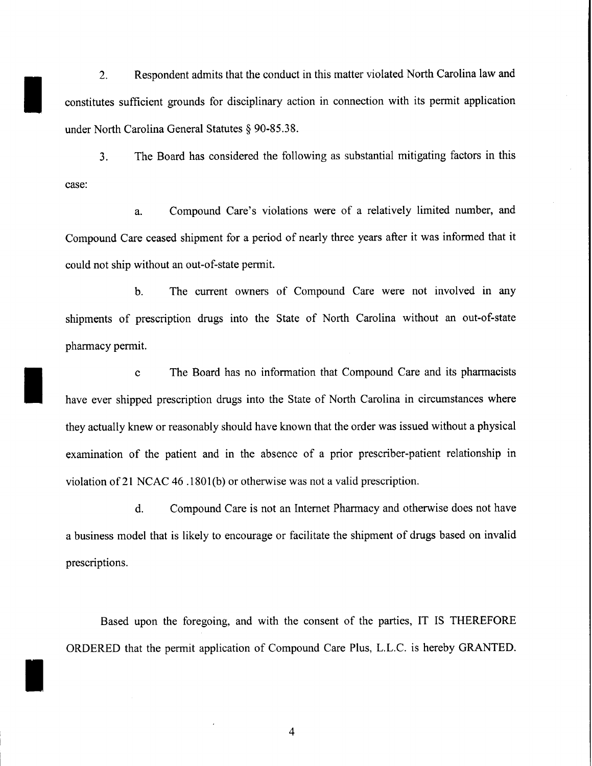2. Respondent admits that the conduct in this matter violated North Carolina law and constitutes sufficient grounds for disciplinary action in connection with its permit application under North Carolina General Statutes § 90-85.38.

3. The Board has considered the following as substantial mitigating factors in this case:

a. Compound Care's violations were of a relatively limited number, and Compound Care ceased shipment for a period of nearly three years after it was informed that it could not ship without an out-of-state permit.

b. The current owners of Compound Care were not involved in any shipments of prescription drugs into the State of North Carolina without an out-of-state pharmacy permit.

c The Board has no information that Compound Care and its pharmacists have ever shipped prescription drugs into the State of North Carolina in circumstances where they actually knew or reasonably should have known that the order was issued without a physical examination of the patient and in the absence of a prior prescriber-patient relationship in violation of 21 NCAC 46 .1801(b) or otherwise was not a valid prescription.

d. Compound Care is not an Internet Pharmacy and otherwise does not have a business model that is likely to encourage or facilitate the shipment of drugs based on invalid prescriptions.

Based upon the foregoing, and with the consent of the parties, IT IS THEREFORE ORDERED that the permit application of Compound Care Plus, L.L.C. is hereby GRANTED.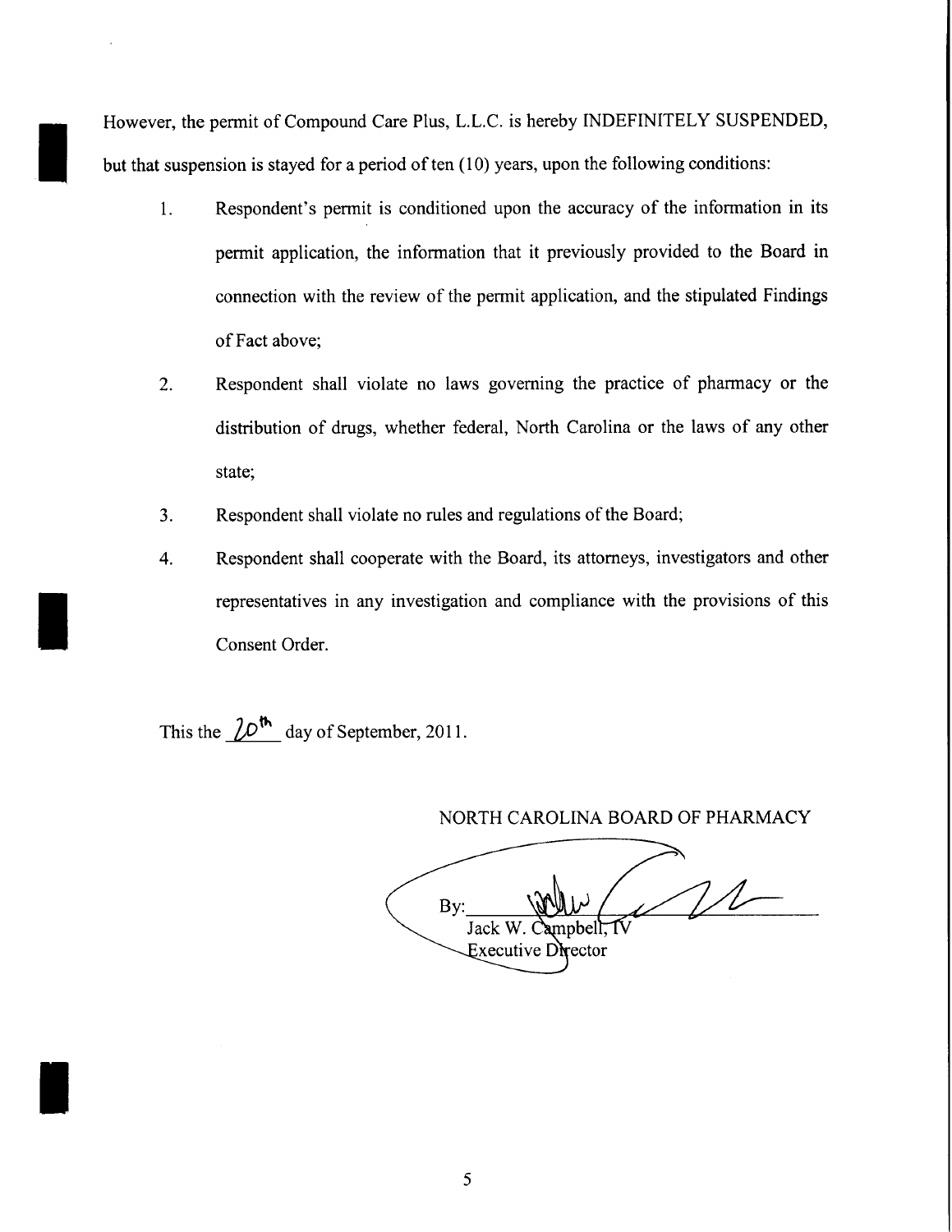However, the permit of Compound Care Plus, L.L.C. is hereby INDEFINITELY SUSPENDED, but that suspension is stayed for a period of ten (10) years, upon the following conditions:

1. Respondent's permit is conditioned upon the accuracy of the information in its permit application, the information that it previously provided to the Board in connection with the review of the permit application, and the stipulated Findings of Fact above;

2. Respondent shall violate no laws governing the practice of pharmacy or the distribution of drugs, whether federal, North Carolina or the laws of any other state;

3. Respondent shall violate no rules and regulations of the Board;

4. Respondent shall cooperate with the Board, its attorneys, investigators and other representatives in any investigation and compliance with the provisions of this Consent Order.

This the 20th day of September, 2011.

NORTH CAROLINA BOARD OF PHARMACY

By: ______________________
Jack W. Campbell, IV
Executive Director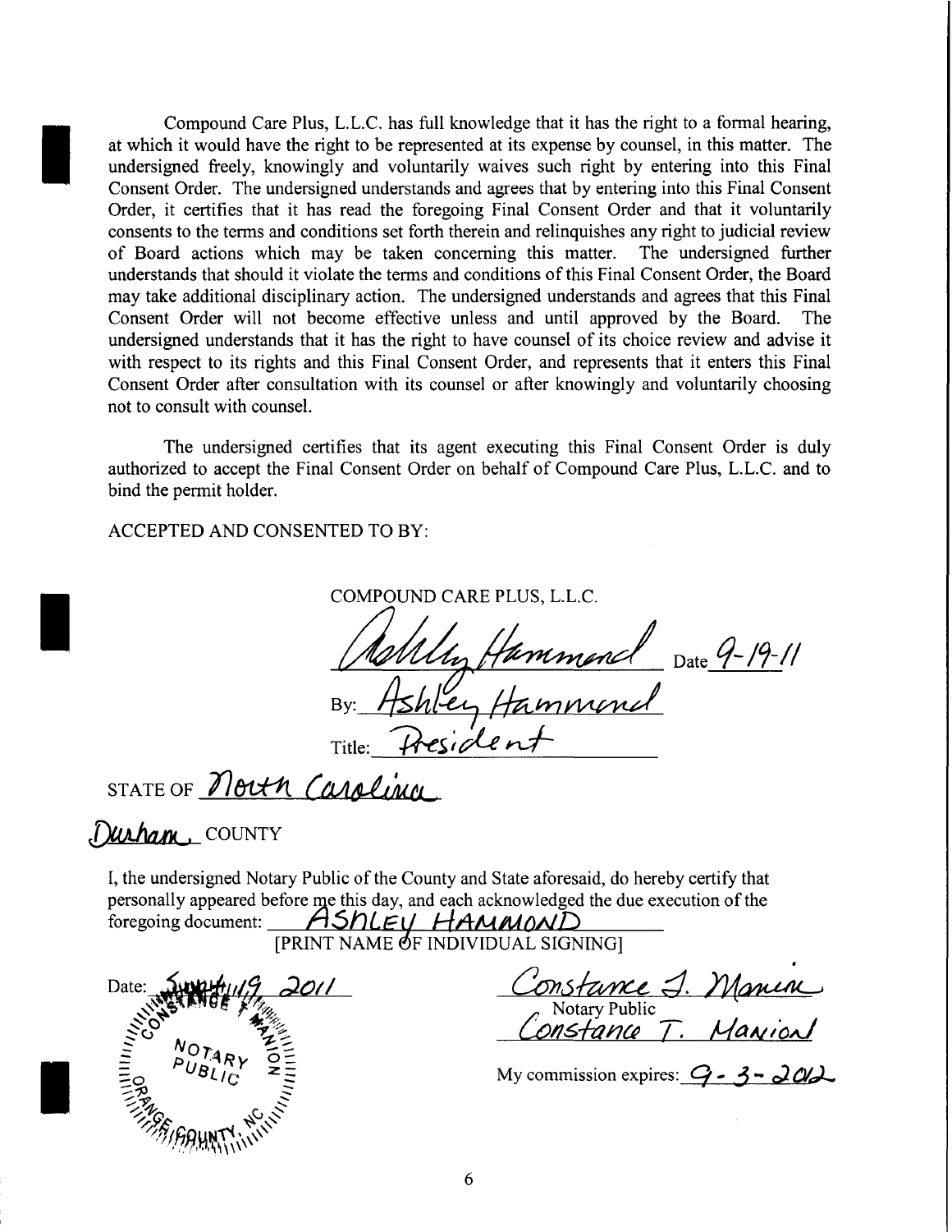Compound Care Plus, L.L.C. has full knowledge that it has the right to a formal hearing, at which it would have the right to be represented at its expense by counsel, in this matter. The undersigned freely, knowingly and voluntarily waives such right by entering into this Final Consent Order. The undersigned understands and agrees that by entering into this Final Consent Order, it certifies that it has read the foregoing Final Consent Order and that it voluntarily consents to the terms and conditions set forth therein and relinquishes any right to judicial review of Board actions which may be taken concerning this matter. The undersigned further understands that should it violate the terms and conditions of this Final Consent Order, the Board may take additional disciplinary action. The undersigned understands and agrees that this Final Consent Order will not become effective unless and until approved by the Board. The undersigned understands that it has the right to have counsel of its choice review and advise it with respect to its rights and this Final Consent Order, and represents that it enters this Final Consent Order after consultation with its counsel or after knowingly and voluntarily choosing not to consult with counsel.

The undersigned certifies that its agent executing this Final Consent Order is duly authorized to accept the Final Consent Order on behalf of Compound Care Plus, L.L.C. and to bind the permit holder.

ACCEPTED AND CONSENTED TO BY:

COMPOUND CARE PLUS, L.L.C.

Ashley Hammond Date 9-19-11

By: Ashley Hammond

Title: President

STATE OF North Carolina

Durham COUNTY

I, the undersigned Notary Public of the County and State aforesaid, do hereby certify that personally appeared before me this day, and each acknowledged the due execution of the foregoing document: ASHLEY HAMMOND

[PRINT NAME OF INDIVIDUAL SIGNING]

Date: September 19, 2011

Constance T. Manion
Notary Public
Constance T. Manion

My commission expires: 9-3-2012